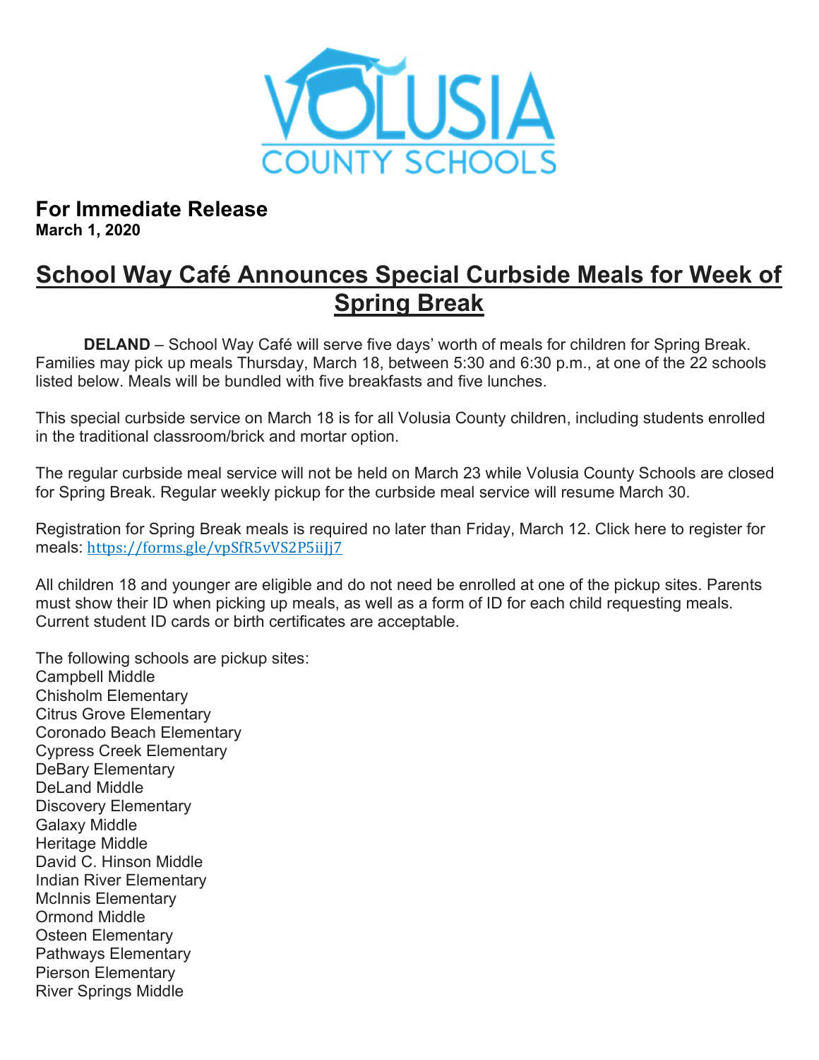**For Immediate Release**
**March 1, 2020**

# School Way Café Announces Special Curbside Meals for Week of Spring Break

**DELAND** – School Way Café will serve five days' worth of meals for children for Spring Break. Families may pick up meals Thursday, March 18, between 5:30 and 6:30 p.m., at one of the 22 schools listed below. Meals will be bundled with five breakfasts and five lunches.

This special curbside service on March 18 is for all Volusia County children, including students enrolled in the traditional classroom/brick and mortar option.

The regular curbside meal service will not be held on March 23 while Volusia County Schools are closed for Spring Break. Regular weekly pickup for the curbside meal service will resume March 30.

Registration for Spring Break meals is required no later than Friday, March 12. Click here to register for meals: https://forms.gle/vpSfR5vVS2P5iiJj7

All children 18 and younger are eligible and do not need be enrolled at one of the pickup sites. Parents must show their ID when picking up meals, as well as a form of ID for each child requesting meals. Current student ID cards or birth certificates are acceptable.

The following schools are pickup sites:
Campbell Middle
Chisholm Elementary
Citrus Grove Elementary
Coronado Beach Elementary
Cypress Creek Elementary
DeBary Elementary
DeLand Middle
Discovery Elementary
Galaxy Middle
Heritage Middle
David C. Hinson Middle
Indian River Elementary
McInnis Elementary
Ormond Middle
Osteen Elementary
Pathways Elementary
Pierson Elementary
River Springs Middle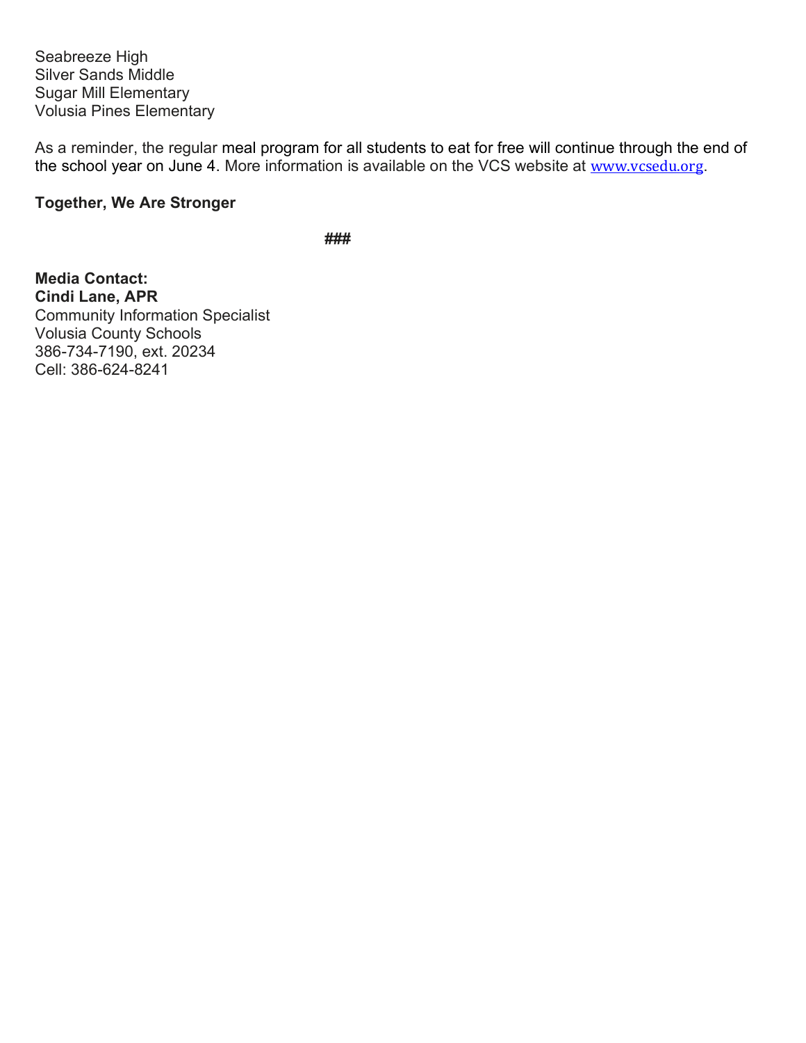Seabreeze High
Silver Sands Middle
Sugar Mill Elementary
Volusia Pines Elementary

As a reminder, the regular meal program for all students to eat for free will continue through the end of the school year on June 4. More information is available on the VCS website at [www.vcsedu.org](http://www.vcsedu.org).

**Together, We Are Stronger**

###

**Media Contact:**
**Cindi Lane, APR**
Community Information Specialist
Volusia County Schools
386-734-7190, ext. 20234
Cell: 386-624-8241